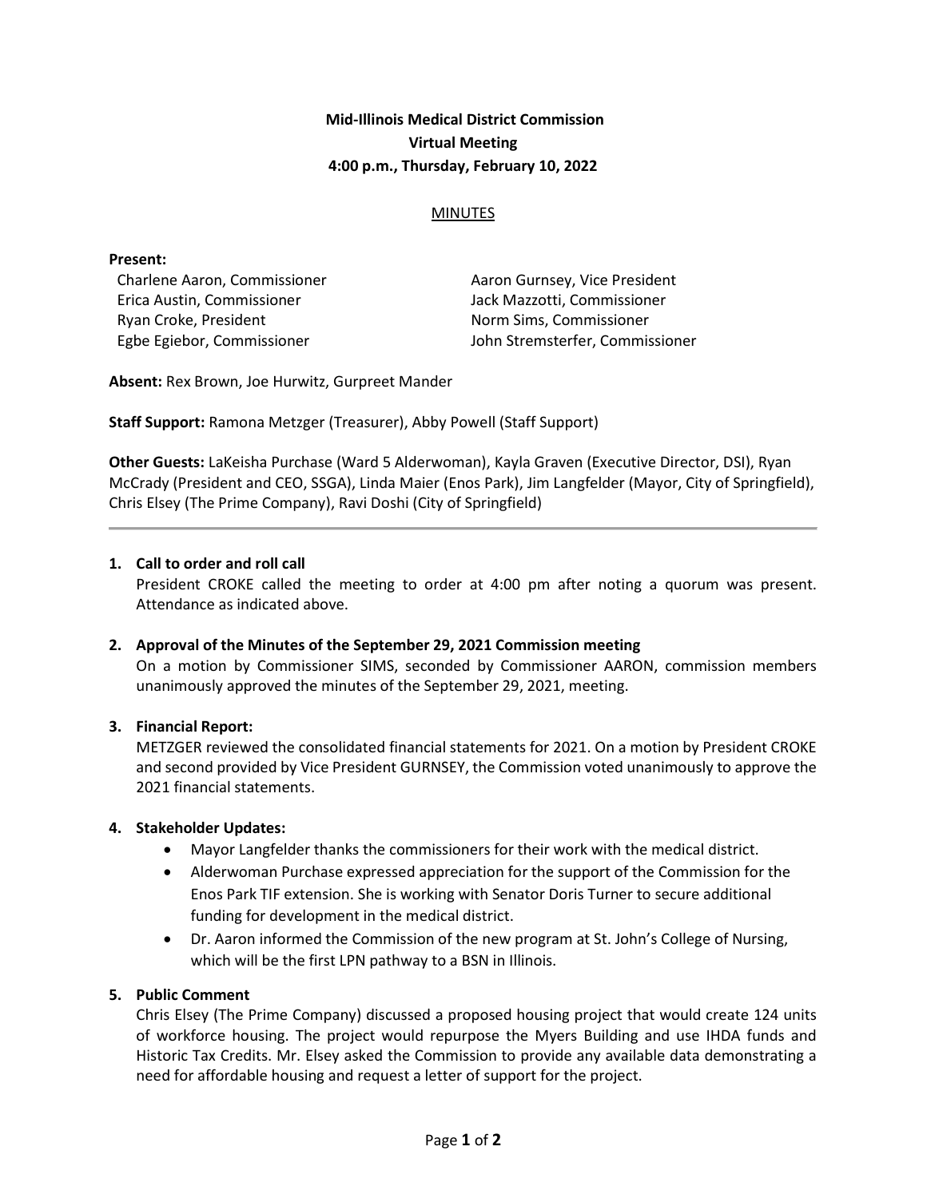**Mid-Illinois Medical District Commission**
**Virtual Meeting**
**4:00 p.m., Thursday, February 10, 2022**

MINUTES

**Present:**

Charlene Aaron, Commissioner
Erica Austin, Commissioner
Ryan Croke, President
Egbe Egiebor, Commissioner
Aaron Gurnsey, Vice President
Jack Mazzotti, Commissioner
Norm Sims, Commissioner
John Stremsterfer, Commissioner

**Absent:** Rex Brown, Joe Hurwitz, Gurpreet Mander

**Staff Support:** Ramona Metzger (Treasurer), Abby Powell (Staff Support)

**Other Guests:** LaKeisha Purchase (Ward 5 Alderwoman), Kayla Graven (Executive Director, DSI), Ryan McCrady (President and CEO, SSGA), Linda Maier (Enos Park), Jim Langfelder (Mayor, City of Springfield), Chris Elsey (The Prime Company), Ravi Doshi (City of Springfield)

---

1. **Call to order and roll call**
   President CROKE called the meeting to order at 4:00 pm after noting a quorum was present. Attendance as indicated above.

2. **Approval of the Minutes of the September 29, 2021 Commission meeting**
   On a motion by Commissioner SIMS, seconded by Commissioner AARON, commission members unanimously approved the minutes of the September 29, 2021, meeting.

3. **Financial Report:**
   METZGER reviewed the consolidated financial statements for 2021. On a motion by President CROKE and second provided by Vice President GURNSEY, the Commission voted unanimously to approve the 2021 financial statements.

4. **Stakeholder Updates:**
   - Mayor Langfelder thanks the commissioners for their work with the medical district.
   - Alderwoman Purchase expressed appreciation for the support of the Commission for the Enos Park TIF extension. She is working with Senator Doris Turner to secure additional funding for development in the medical district.
   - Dr. Aaron informed the Commission of the new program at St. John's College of Nursing, which will be the first LPN pathway to a BSN in Illinois.

5. **Public Comment**
   Chris Elsey (The Prime Company) discussed a proposed housing project that would create 124 units of workforce housing. The project would repurpose the Myers Building and use IHDA funds and Historic Tax Credits. Mr. Elsey asked the Commission to provide any available data demonstrating a need for affordable housing and request a letter of support for the project.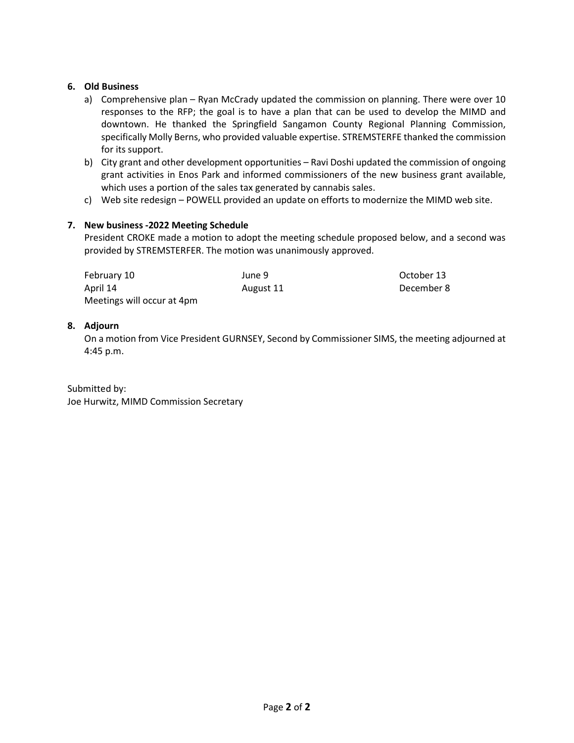**6. Old Business**

a) Comprehensive plan – Ryan McCrady updated the commission on planning. There were over 10 responses to the RFP; the goal is to have a plan that can be used to develop the MIMD and downtown. He thanked the Springfield Sangamon County Regional Planning Commission, specifically Molly Berns, who provided valuable expertise. STREMSTERFE thanked the commission for its support.

b) City grant and other development opportunities – Ravi Doshi updated the commission of ongoing grant activities in Enos Park and informed commissioners of the new business grant available, which uses a portion of the sales tax generated by cannabis sales.

c) Web site redesign – POWELL provided an update on efforts to modernize the MIMD web site.

**7. New business -2022 Meeting Schedule**

President CROKE made a motion to adopt the meeting schedule proposed below, and a second was provided by STREMSTERFER. The motion was unanimously approved.

| | | |
|---|---|---|
| February 10 | June 9 | October 13 |
| April 14 | August 11 | December 8 |

Meetings will occur at 4pm

**8. Adjourn**

On a motion from Vice President GURNSEY, Second by Commissioner SIMS, the meeting adjourned at 4:45 p.m.

Submitted by:
Joe Hurwitz, MIMD Commission Secretary